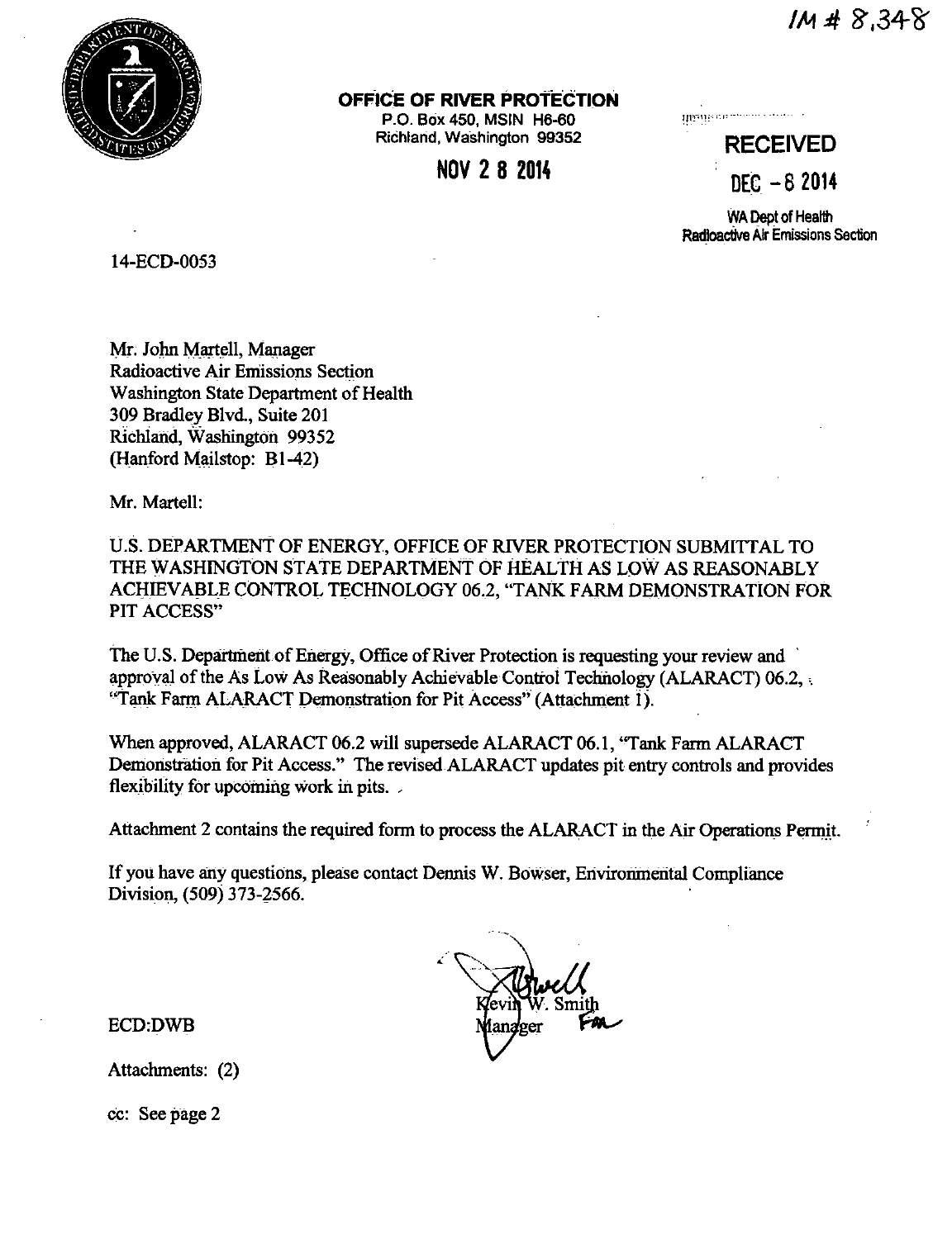IM # 8,348

**OFFICE OF RIVER PROTECTION**
P.O. Box 450, MSIN H6-60
Richland, Washington 99352

**NOV 2 8 2014**

**RECEIVED**
**DEC - 8 2014**
WA Dept of Health
Radioactive Air Emissions Section

14-ECD-0053

Mr. John Martell, Manager
Radioactive Air Emissions Section
Washington State Department of Health
309 Bradley Blvd., Suite 201
Richland, Washington 99352
(Hanford Mailstop: B1-42)

Mr. Martell:

U.S. DEPARTMENT OF ENERGY, OFFICE OF RIVER PROTECTION SUBMITTAL TO THE WASHINGTON STATE DEPARTMENT OF HEALTH AS LOW AS REASONABLY ACHIEVABLE CONTROL TECHNOLOGY 06.2, "TANK FARM DEMONSTRATION FOR PIT ACCESS"

The U.S. Department of Energy, Office of River Protection is requesting your review and approval of the As Low As Reasonably Achievable Control Technology (ALARACT) 06.2, "Tank Farm ALARACT Demonstration for Pit Access" (Attachment 1).

When approved, ALARACT 06.2 will supersede ALARACT 06.1, "Tank Farm ALARACT Demonstration for Pit Access." The revised ALARACT updates pit entry controls and provides flexibility for upcoming work in pits.

Attachment 2 contains the required form to process the ALARACT in the Air Operations Permit.

If you have any questions, please contact Dennis W. Bowser, Environmental Compliance Division, (509) 373-2566.

Kevin W. Smith
Manager

ECD:DWB

Attachments: (2)

cc: See page 2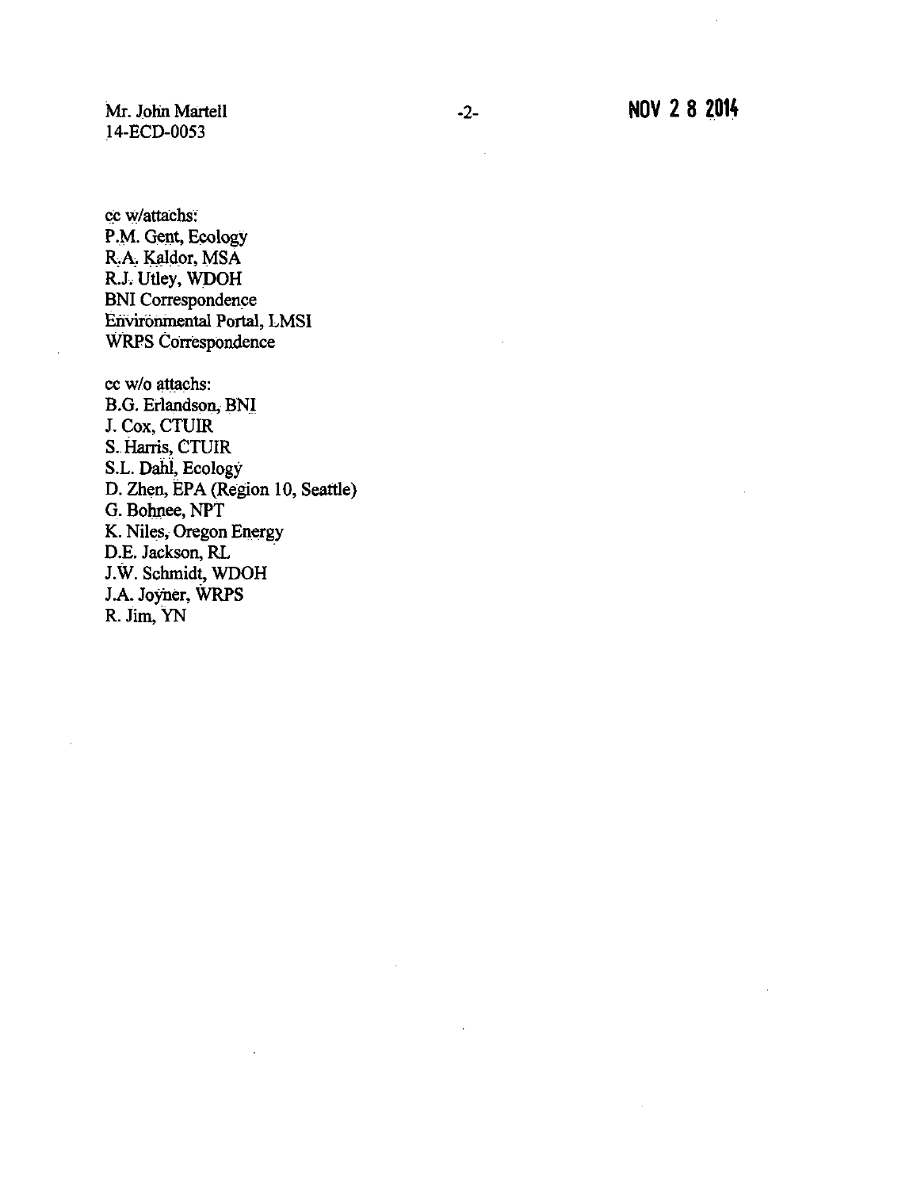cc w/attachs:
P.M. Gent, Ecology
R.A. Kaldor, MSA
R.J. Utley, WDOH
BNI Correspondence
Environmental Portal, LMSI
WRPS Correspondence

cc w/o attachs:
B.G. Erlandson, BNI
J. Cox, CTUIR
S. Harris, CTUIR
S.L. Dahl, Ecology
D. Zhen, EPA (Region 10, Seattle)
G. Bohnee, NPT
K. Niles, Oregon Energy
D.E. Jackson, RL
J.W. Schmidt, WDOH
J.A. Joyner, WRPS
R. Jim, YN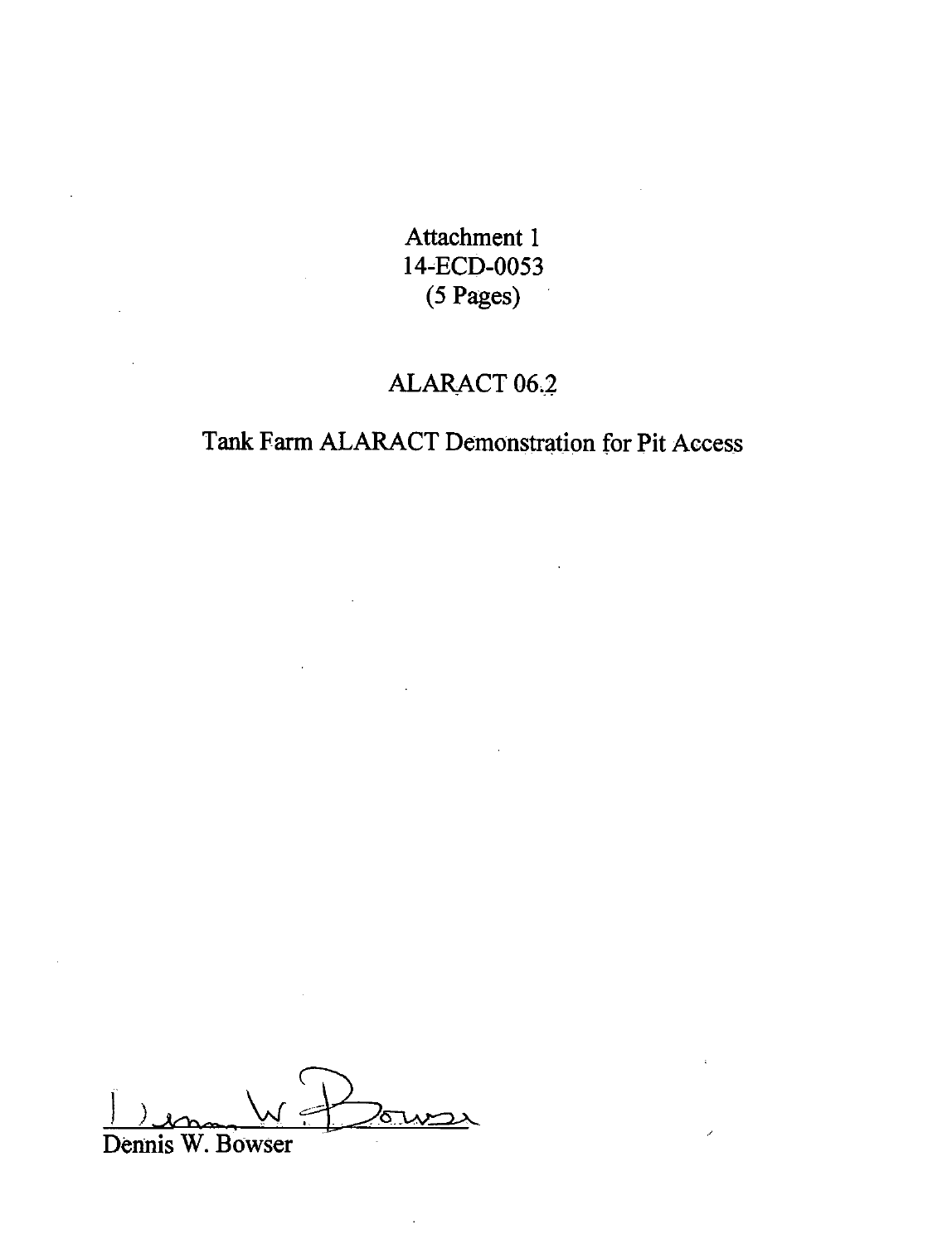Attachment 1
14-ECD-0053
(5 Pages)

# ALARACT 06.2

## Tank Farm ALARACT Demonstration for Pit Access

Dennis W. Bowser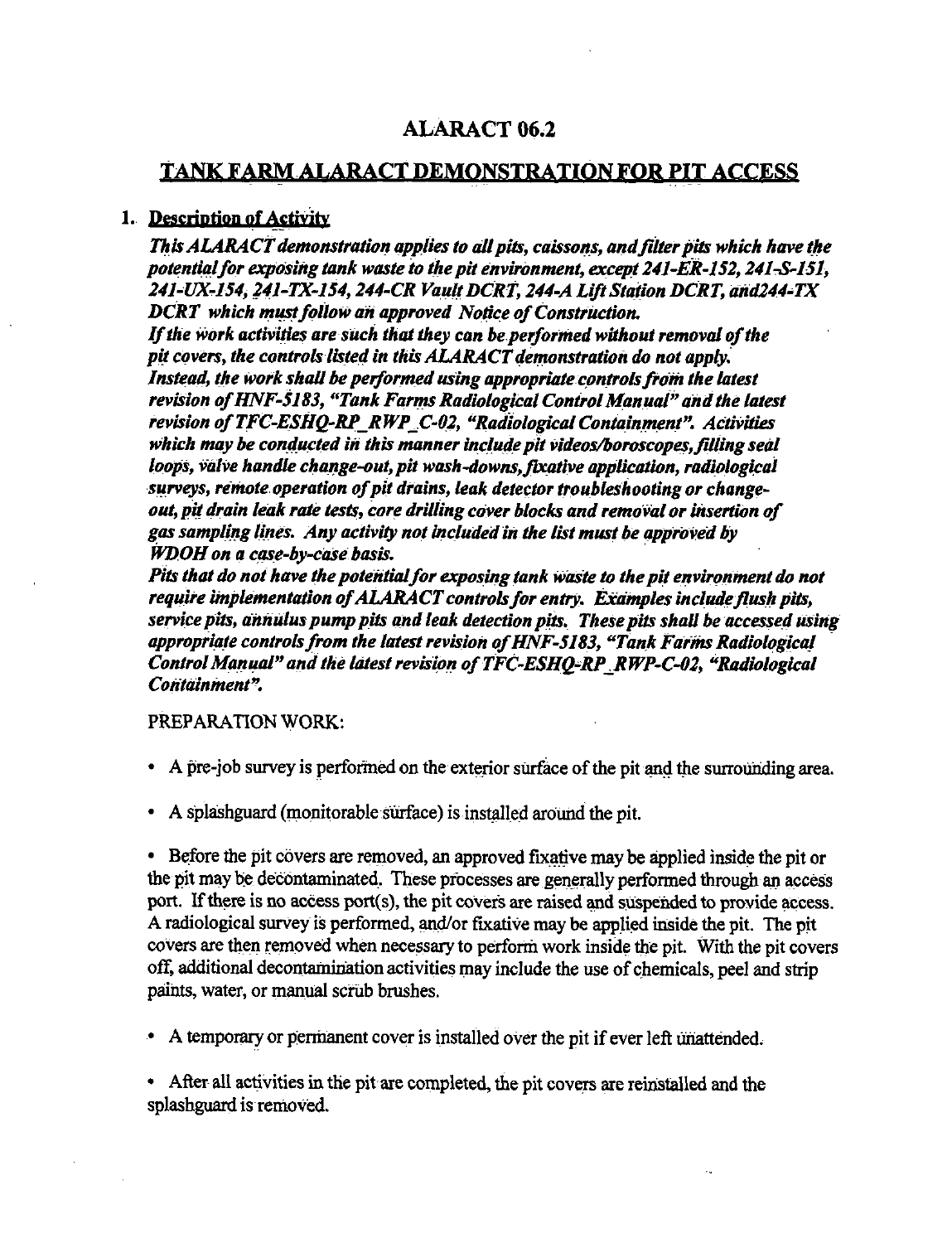# ALARACT 06.2

## TANK FARM ALARACT DEMONSTRATION FOR PIT ACCESS

### 1. Description of Activity

*This ALARACT demonstration applies to all pits, caissons, and filter pits which have the potential for exposing tank waste to the pit environment, except 241-ER-152, 241-S-151, 241-UX-154, 241-TX-154, 244-CR Vault DCRT, 244-A Lift Station DCRT, and244-TX DCRT which must follow an approved Notice of Construction.*

*If the work activities are such that they can be performed without removal of the pit covers, the controls listed in this ALARACT demonstration do not apply. Instead, the work shall be performed using appropriate controls from the latest revision of HNF-5183, "Tank Farms Radiological Control Manual" and the latest revision of TFC-ESHQ-RP_RWP_C-02, "Radiological Containment". Activities which may be conducted in this manner include pit videos/boroscopes, filling seal loops, valve handle change-out, pit wash-downs, fixative application, radiological surveys, remote operation of pit drains, leak detector troubleshooting or change-out, pit drain leak rate tests, core drilling cover blocks and removal or insertion of gas sampling lines. Any activity not included in the list must be approved by WDOH on a case-by-case basis.*

*Pits that do not have the potential for exposing tank waste to the pit environment do not require implementation of ALARACT controls for entry. Examples include flush pits, service pits, annulus pump pits and leak detection pits. These pits shall be accessed using appropriate controls from the latest revision of HNF-5183, "Tank Farms Radiological Control Manual" and the latest revision of TFC-ESHQ-RP_RWP-C-02, "Radiological Containment".*

PREPARATION WORK:

- A pre-job survey is performed on the exterior surface of the pit and the surrounding area.
- A splashguard (monitorable surface) is installed around the pit.
- Before the pit covers are removed, an approved fixative may be applied inside the pit or the pit may be decontaminated. These processes are generally performed through an access port. If there is no access port(s), the pit covers are raised and suspended to provide access. A radiological survey is performed, and/or fixative may be applied inside the pit. The pit covers are then removed when necessary to perform work inside the pit. With the pit covers off, additional decontamination activities may include the use of chemicals, peel and strip paints, water, or manual scrub brushes.
- A temporary or permanent cover is installed over the pit if ever left unattended.
- After all activities in the pit are completed, the pit covers are reinstalled and the splashguard is removed.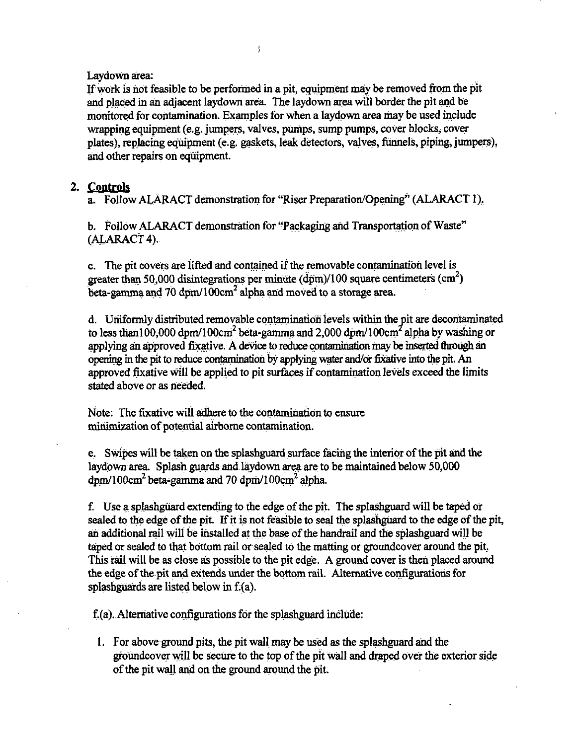Laydown area:
If work is not feasible to be performed in a pit, equipment may be removed from the pit and placed in an adjacent laydown area. The laydown area will border the pit and be monitored for contamination. Examples for when a laydown area may be used include wrapping equipment (e.g. jumpers, valves, pumps, sump pumps, cover blocks, cover plates), replacing equipment (e.g. gaskets, leak detectors, valves, funnels, piping, jumpers), and other repairs on equipment.

## 2. Controls

a. Follow ALARACT demonstration for "Riser Preparation/Opening" (ALARACT 1).

b. Follow ALARACT demonstration for "Packaging and Transportation of Waste" (ALARACT 4).

c. The pit covers are lifted and contained if the removable contamination level is greater than 50,000 disintegrations per minute (dpm)/100 square centimeters ($cm^2$) beta-gamma and 70 dpm/100$cm^2$ alpha and moved to a storage area.

d. Uniformly distributed removable contamination levels within the pit are decontaminated to less than100,000 dpm/100$cm^2$ beta-gamma and 2,000 dpm/100$cm^2$ alpha by washing or applying an approved fixative. A device to reduce contamination may be inserted through an opening in the pit to reduce contamination by applying water and/or fixative into the pit. An approved fixative will be applied to pit surfaces if contamination levels exceed the limits stated above or as needed.

Note: The fixative will adhere to the contamination to ensure minimization of potential airborne contamination.

e. Swipes will be taken on the splashguard surface facing the interior of the pit and the laydown area. Splash guards and laydown area are to be maintained below 50,000 dpm/100$cm^2$ beta-gamma and 70 dpm/100$cm^2$ alpha.

f. Use a splashguard extending to the edge of the pit. The splashguard will be taped or sealed to the edge of the pit. If it is not feasible to seal the splashguard to the edge of the pit, an additional rail will be installed at the base of the handrail and the splashguard will be taped or sealed to that bottom rail or sealed to the matting or groundcover around the pit. This rail will be as close as possible to the pit edge. A ground cover is then placed around the edge of the pit and extends under the bottom rail. Alternative configurations for splashguards are listed below in f.(a).

f.(a). Alternative configurations for the splashguard include:

1. For above ground pits, the pit wall may be used as the splashguard and the groundcover will be secure to the top of the pit wall and draped over the exterior side of the pit wall and on the ground around the pit.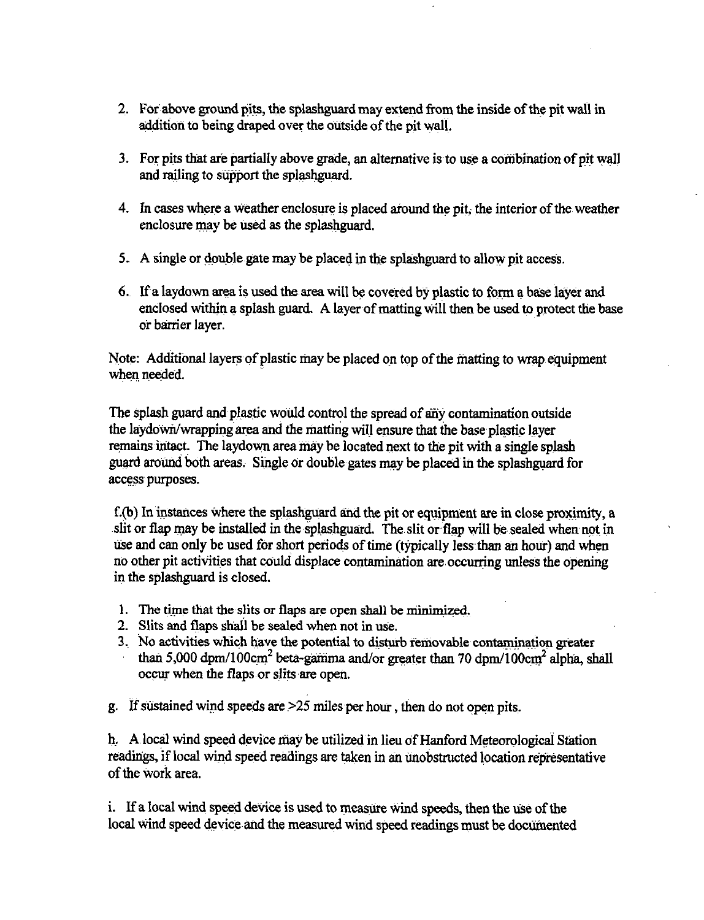2. For above ground pits, the splashguard may extend from the inside of the pit wall in addition to being draped over the outside of the pit wall.

3. For pits that are partially above grade, an alternative is to use a combination of pit wall and railing to support the splashguard.

4. In cases where a weather enclosure is placed around the pit, the interior of the weather enclosure may be used as the splashguard.

5. A single or double gate may be placed in the splashguard to allow pit access.

6. If a laydown area is used the area will be covered by plastic to form a base layer and enclosed within a splash guard. A layer of matting will then be used to protect the base or barrier layer.

Note: Additional layers of plastic may be placed on top of the matting to wrap equipment when needed.

The splash guard and plastic would control the spread of any contamination outside the laydown/wrapping area and the matting will ensure that the base plastic layer remains intact. The laydown area may be located next to the pit with a single splash guard around both areas. Single or double gates may be placed in the splashguard for access purposes.

f.(b) In instances where the splashguard and the pit or equipment are in close proximity, a slit or flap may be installed in the splashguard. The slit or flap will be sealed when not in use and can only be used for short periods of time (typically less than an hour) and when no other pit activities that could displace contamination are occurring unless the opening in the splashguard is closed.

1. The time that the slits or flaps are open shall be minimized.
2. Slits and flaps shall be sealed when not in use.
3. No activities which have the potential to disturb removable contamination greater than 5,000 dpm/100cm$^2$ beta-gamma and/or greater than 70 dpm/100cm$^2$ alpha, shall occur when the flaps or slits are open.

g. If sustained wind speeds are >25 miles per hour , then do not open pits.

h. A local wind speed device may be utilized in lieu of Hanford Meteorological Station readings, if local wind speed readings are taken in an unobstructed location representative of the work area.

i. If a local wind speed device is used to measure wind speeds, then the use of the local wind speed device and the measured wind speed readings must be documented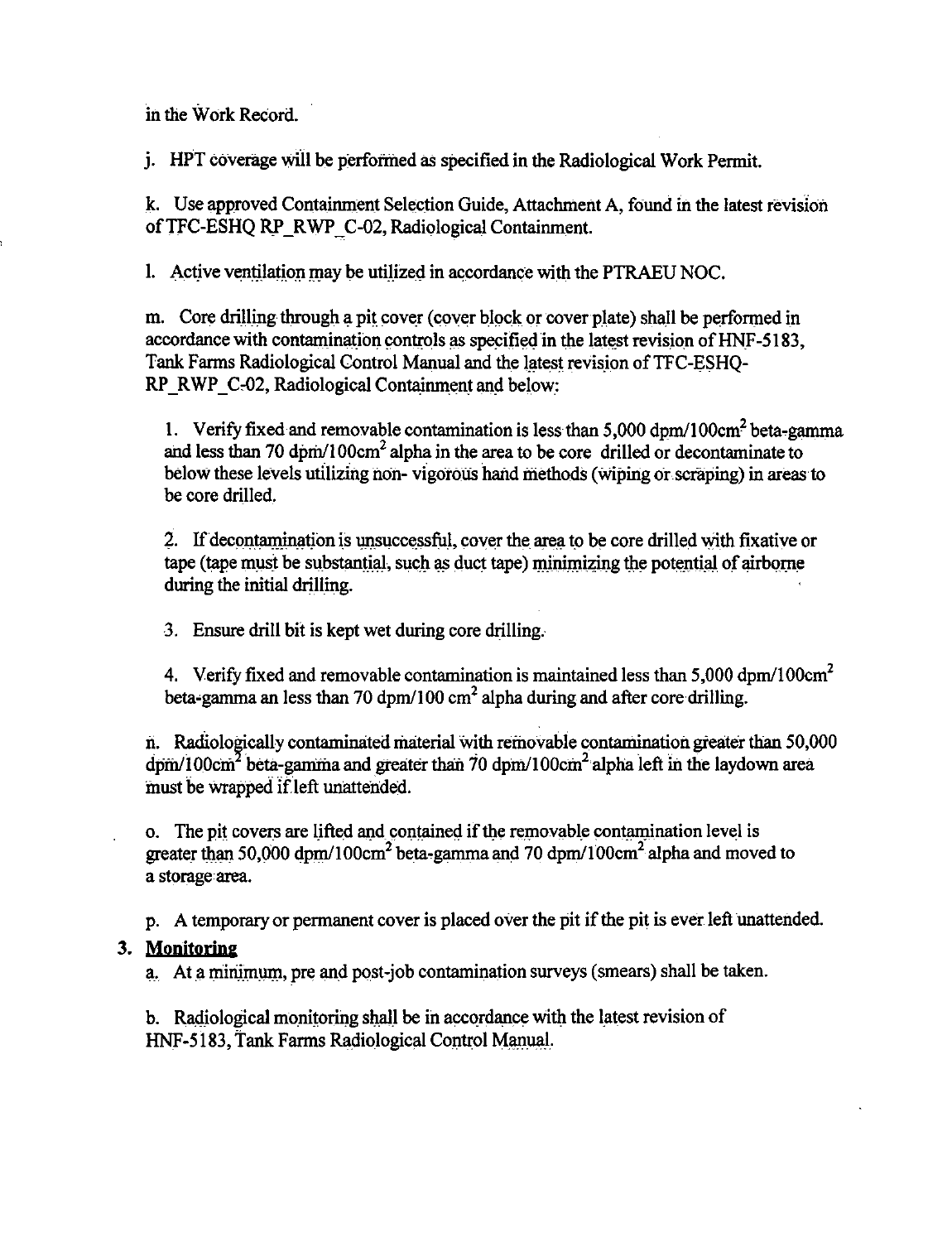in the Work Record.

j. HPT coverage will be performed as specified in the Radiological Work Permit.

k. Use approved Containment Selection Guide, Attachment A, found in the latest revision of TFC-ESHQ RP_RWP_C-02, Radiological Containment.

l. Active ventilation may be utilized in accordance with the PTRAEU NOC.

m. Core drilling through a pit cover (cover block or cover plate) shall be performed in accordance with contamination controls as specified in the latest revision of HNF-5183, Tank Farms Radiological Control Manual and the latest revision of TFC-ESHQ-RP_RWP_C-02, Radiological Containment and below:

1. Verify fixed and removable contamination is less than 5,000 dpm/100cm$^2$ beta-gamma and less than 70 dpm/100cm$^2$ alpha in the area to be core drilled or decontaminate to below these levels utilizing non- vigorous hand methods (wiping or scraping) in areas to be core drilled.

2. If decontamination is unsuccessful, cover the area to be core drilled with fixative or tape (tape must be substantial, such as duct tape) minimizing the potential of airborne during the initial drilling.

3. Ensure drill bit is kept wet during core drilling.

4. Verify fixed and removable contamination is maintained less than 5,000 dpm/100cm$^2$ beta-gamma an less than 70 dpm/100 cm$^2$ alpha during and after core drilling.

n. Radiologically contaminated material with removable contamination greater than 50,000 dpm/100cm$^2$ beta-gamma and greater than 70 dpm/100cm$^2$ alpha left in the laydown area must be wrapped if left unattended.

o. The pit covers are lifted and contained if the removable contamination level is greater than 50,000 dpm/100cm$^2$ beta-gamma and 70 dpm/100cm$^2$ alpha and moved to a storage area.

p. A temporary or permanent cover is placed over the pit if the pit is ever left unattended.

### 3. Monitoring

a. At a minimum, pre and post-job contamination surveys (smears) shall be taken.

b. Radiological monitoring shall be in accordance with the latest revision of HNF-5183, Tank Farms Radiological Control Manual.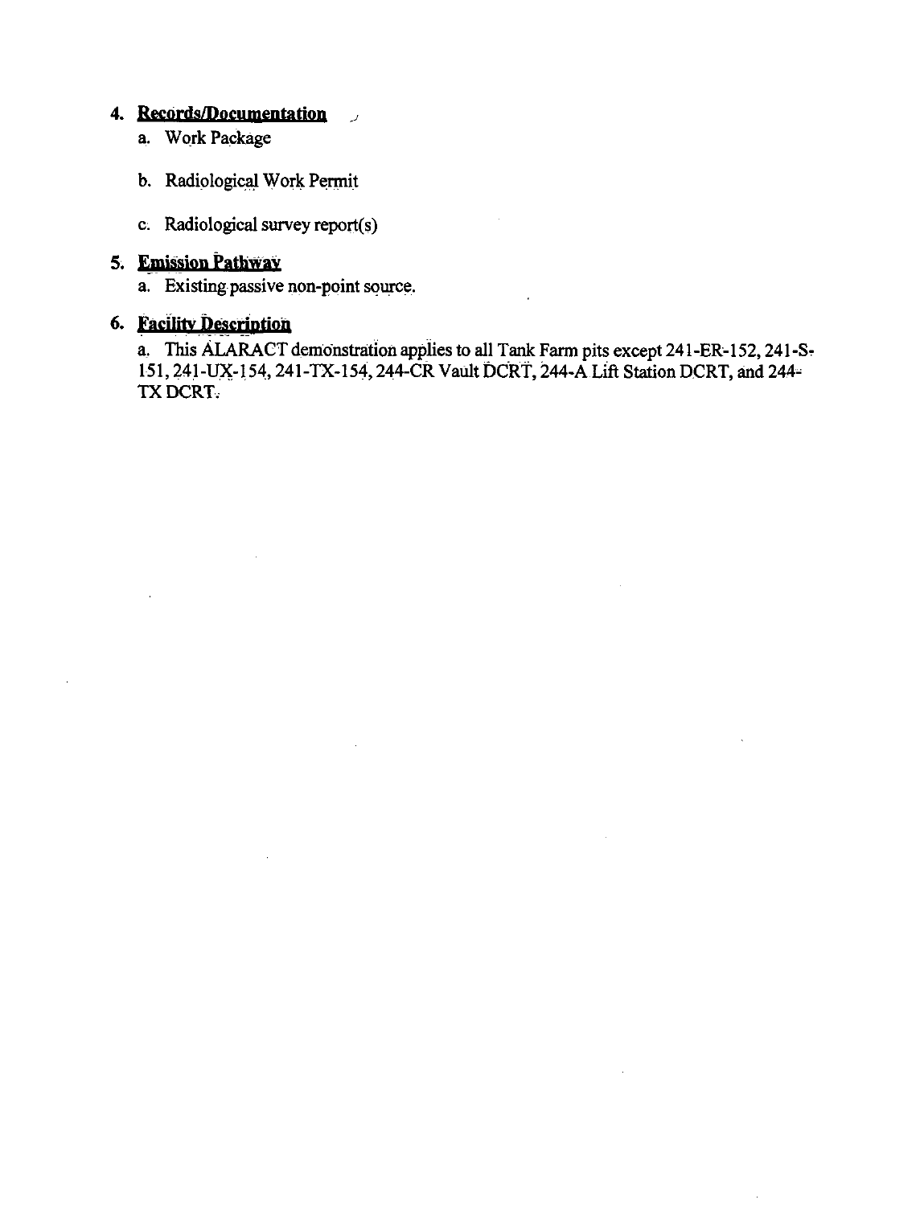4. **Records/Documentation**
   a. Work Package

   b. Radiological Work Permit

   c. Radiological survey report(s)

5. **Emission Pathway**
   a. Existing passive non-point source.

6. **Facility Description**

   a. This ALARACT demonstration applies to all Tank Farm pits except 241-ER-152, 241-S-151, 241-UX-154, 241-TX-154, 244-CR Vault DCRT, 244-A Lift Station DCRT, and 244-TX DCRT.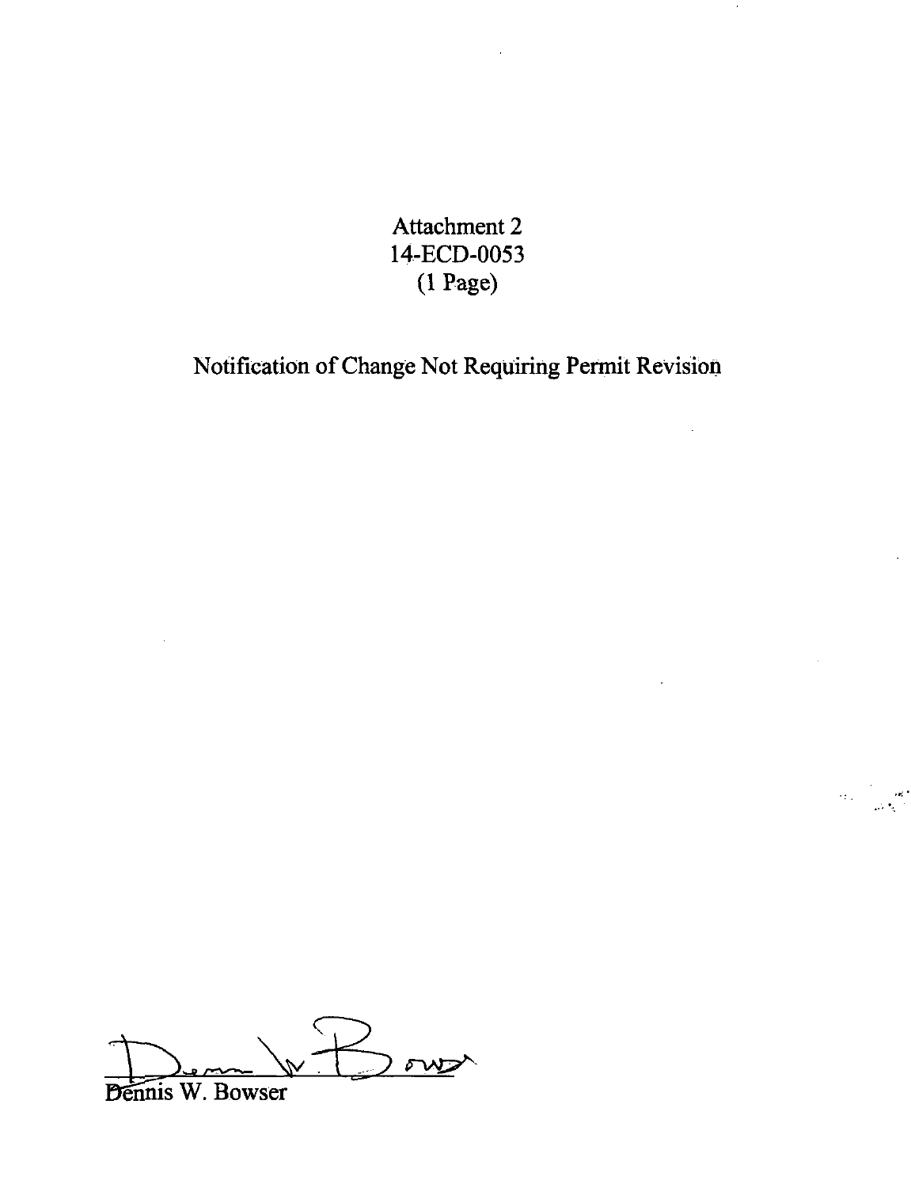Attachment 2
14-ECD-0053
(1 Page)

Notification of Change Not Requiring Permit Revision

Dennis W. Bowser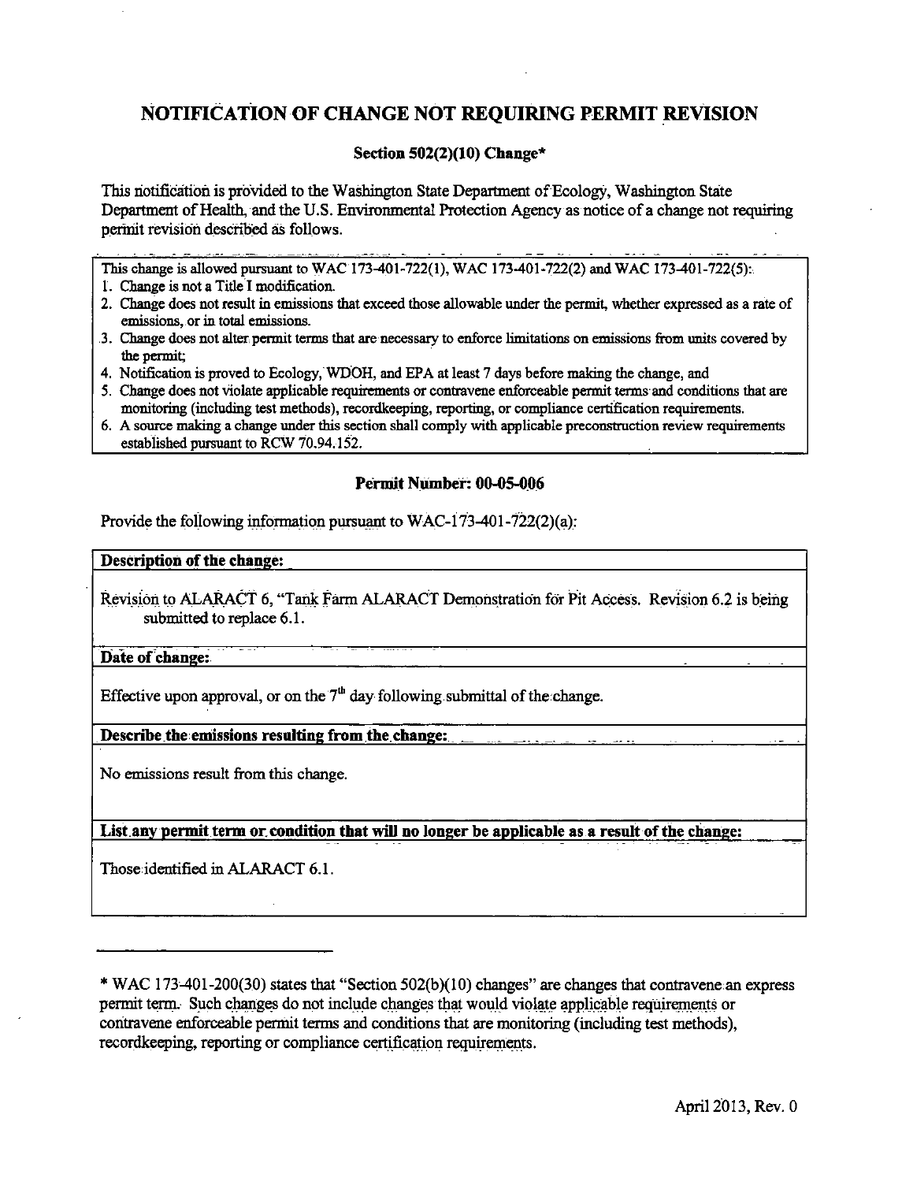# NOTIFICATION OF CHANGE NOT REQUIRING PERMIT REVISION

**Section 502(2)(10) Change***

This notification is provided to the Washington State Department of Ecology, Washington State Department of Health, and the U.S. Environmental Protection Agency as notice of a change not requiring permit revision described as follows.

This change is allowed pursuant to WAC 173-401-722(1), WAC 173-401-722(2) and WAC 173-401-722(5):

1. Change is not a Title I modification.
2. Change does not result in emissions that exceed those allowable under the permit, whether expressed as a rate of emissions, or in total emissions.
3. Change does not alter permit terms that are necessary to enforce limitations on emissions from units covered by the permit;
4. Notification is proved to Ecology, WDOH, and EPA at least 7 days before making the change, and
5. Change does not violate applicable requirements or contravene enforceable permit terms and conditions that are monitoring (including test methods), recordkeeping, reporting, or compliance certification requirements.
6. A source making a change under this section shall comply with applicable preconstruction review requirements established pursuant to RCW 70.94.152.

**Permit Number: 00-05-006**

Provide the following information pursuant to WAC-173-401-722(2)(a):

**Description of the change:**

Revision to ALARACT 6, "Tank Farm ALARACT Demonstration for Pit Access. Revision 6.2 is being submitted to replace 6.1.

**Date of change:**

Effective upon approval, or on the 7th day following submittal of the change.

**Describe the emissions resulting from the change:**

No emissions result from this change.

**List any permit term or condition that will no longer be applicable as a result of the change:**

Those identified in ALARACT 6.1.

---

* WAC 173-401-200(30) states that "Section 502(b)(10) changes" are changes that contravene an express permit term. Such changes do not include changes that would violate applicable requirements or contravene enforceable permit terms and conditions that are monitoring (including test methods), recordkeeping, reporting or compliance certification requirements.

April 2013, Rev. 0